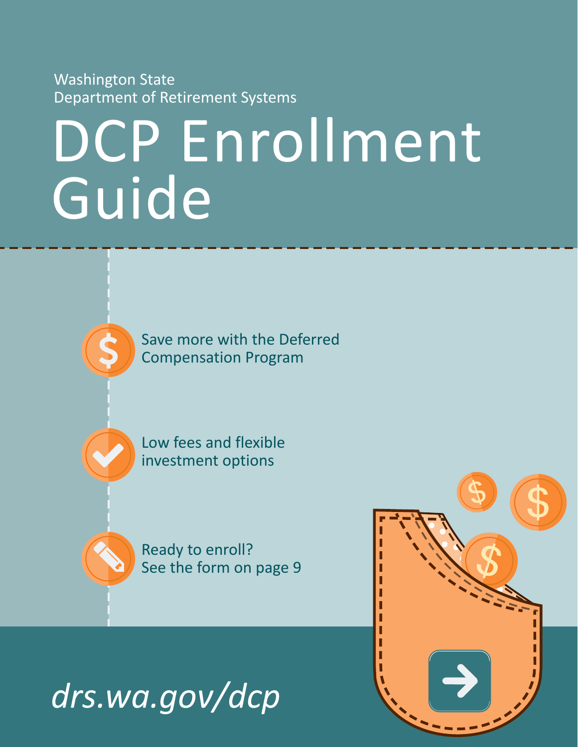Washington State
Department of Retirement Systems

# DCP Enrollment Guide

- Save more with the Deferred Compensation Program
- Low fees and flexible investment options
- Ready to enroll? See the form on page 9

*drs.wa.gov/dcp*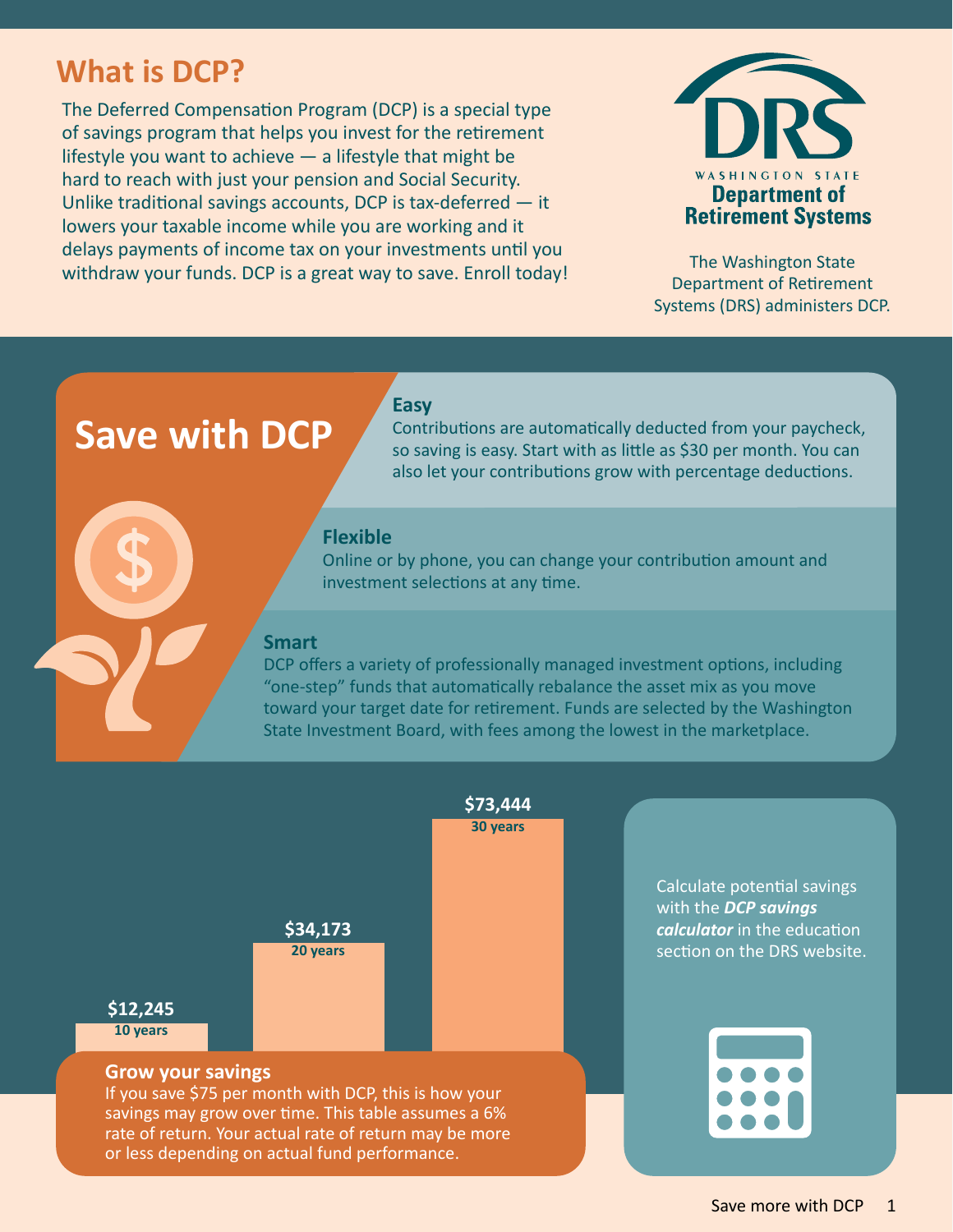# What is DCP?

The Deferred Compensation Program (DCP) is a special type of savings program that helps you invest for the retirement lifestyle you want to achieve — a lifestyle that might be hard to reach with just your pension and Social Security. Unlike traditional savings accounts, DCP is tax-deferred — it lowers your taxable income while you are working and it delays payments of income tax on your investments until you withdraw your funds. DCP is a great way to save. Enroll today!

WASHINGTON STATE
**Department of Retirement Systems**

The Washington State Department of Retirement Systems (DRS) administers DCP.

## Save with DCP

### Easy

Contributions are automatically deducted from your paycheck, so saving is easy. Start with as little as $30 per month. You can also let your contributions grow with percentage deductions.

### Flexible

Online or by phone, you can change your contribution amount and investment selections at any time.

### Smart

DCP offers a variety of professionally managed investment options, including "one-step" funds that automatically rebalance the asset mix as you move toward your target date for retirement. Funds are selected by the Washington State Investment Board, with fees among the lowest in the marketplace.

| Years | Savings |
|---|---|
| 10 years | $12,245 |
| 20 years | $34,173 |
| 30 years | $73,444 |

### Grow your savings

If you save $75 per month with DCP, this is how your savings may grow over time. This table assumes a 6% rate of return. Your actual rate of return may be more or less depending on actual fund performance.

Calculate potential savings with the ***DCP savings calculator*** in the education section on the DRS website.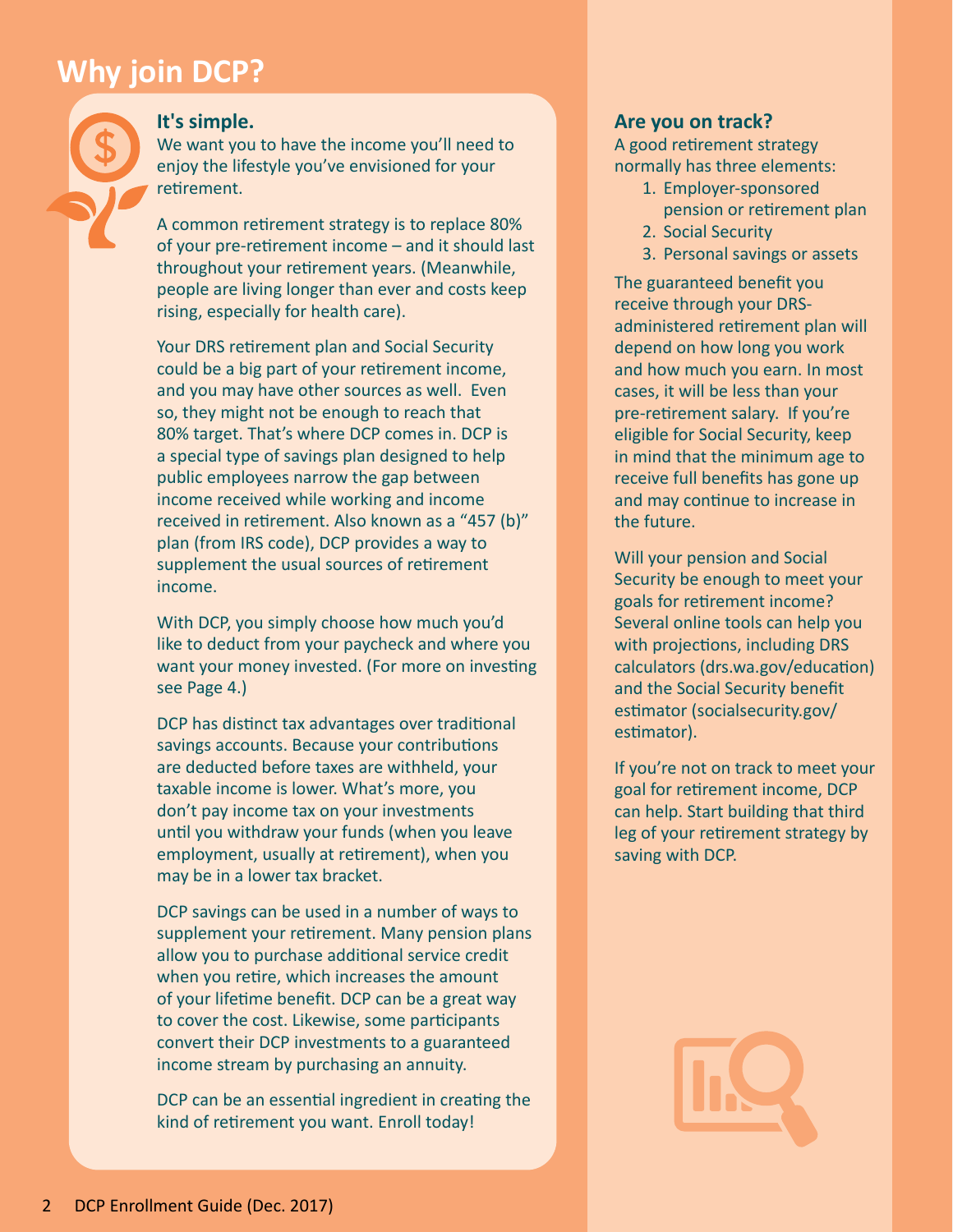# Why join DCP?

### It's simple.

We want you to have the income you'll need to enjoy the lifestyle you've envisioned for your retirement.

A common retirement strategy is to replace 80% of your pre-retirement income – and it should last throughout your retirement years. (Meanwhile, people are living longer than ever and costs keep rising, especially for health care).

Your DRS retirement plan and Social Security could be a big part of your retirement income, and you may have other sources as well. Even so, they might not be enough to reach that 80% target. That's where DCP comes in. DCP is a special type of savings plan designed to help public employees narrow the gap between income received while working and income received in retirement. Also known as a "457 (b)" plan (from IRS code), DCP provides a way to supplement the usual sources of retirement income.

With DCP, you simply choose how much you'd like to deduct from your paycheck and where you want your money invested. (For more on investing see Page 4.)

DCP has distinct tax advantages over traditional savings accounts. Because your contributions are deducted before taxes are withheld, your taxable income is lower. What's more, you don't pay income tax on your investments until you withdraw your funds (when you leave employment, usually at retirement), when you may be in a lower tax bracket.

DCP savings can be used in a number of ways to supplement your retirement. Many pension plans allow you to purchase additional service credit when you retire, which increases the amount of your lifetime benefit. DCP can be a great way to cover the cost. Likewise, some participants convert their DCP investments to a guaranteed income stream by purchasing an annuity.

DCP can be an essential ingredient in creating the kind of retirement you want. Enroll today!

### Are you on track?

A good retirement strategy normally has three elements:

1. Employer-sponsored pension or retirement plan
2. Social Security
3. Personal savings or assets

The guaranteed benefit you receive through your DRS-administered retirement plan will depend on how long you work and how much you earn. In most cases, it will be less than your pre-retirement salary. If you're eligible for Social Security, keep in mind that the minimum age to receive full benefits has gone up and may continue to increase in the future.

Will your pension and Social Security be enough to meet your goals for retirement income? Several online tools can help you with projections, including DRS calculators (drs.wa.gov/education) and the Social Security benefit estimator (socialsecurity.gov/estimator).

If you're not on track to meet your goal for retirement income, DCP can help. Start building that third leg of your retirement strategy by saving with DCP.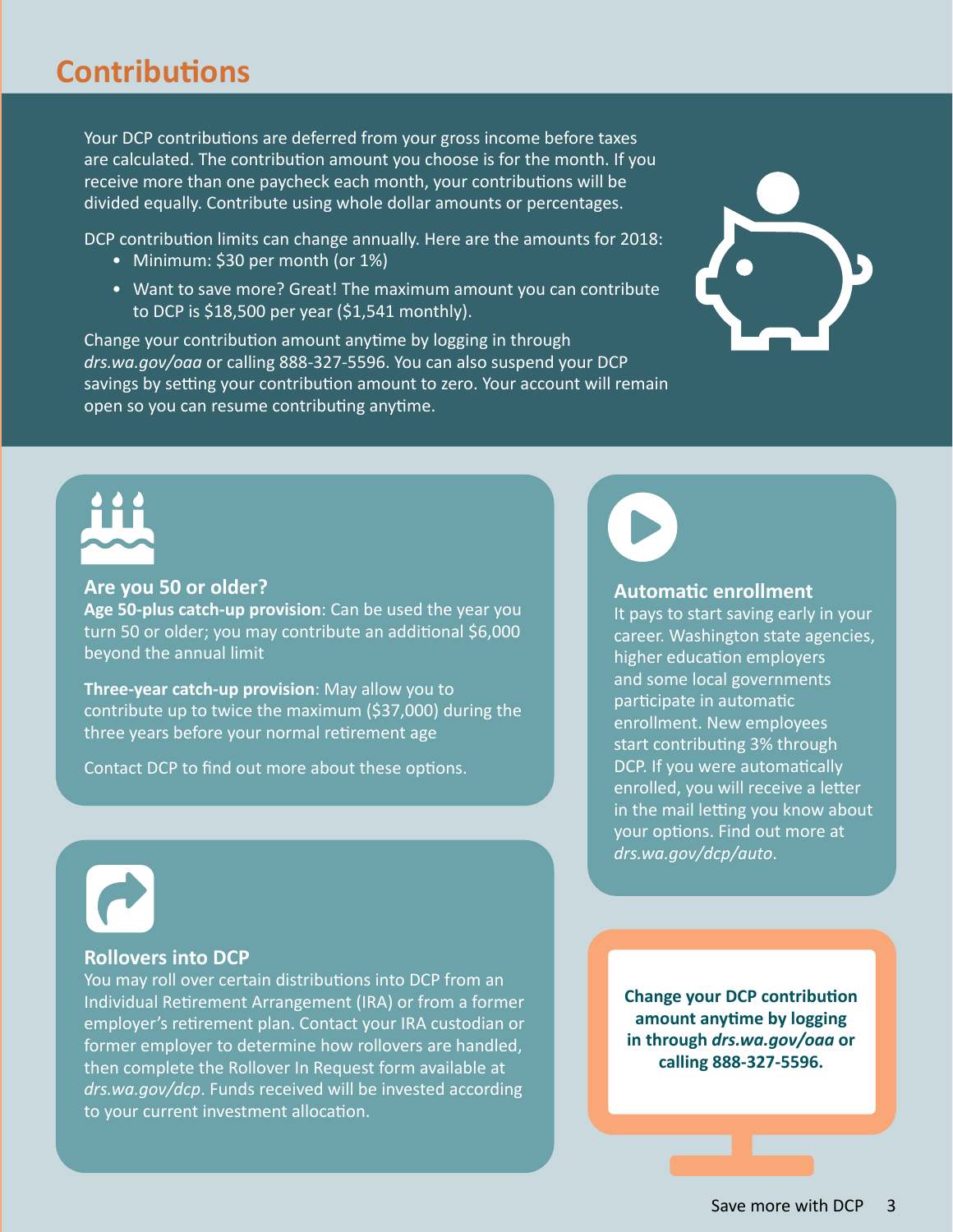## Contributions

Your DCP contributions are deferred from your gross income before taxes are calculated. The contribution amount you choose is for the month. If you receive more than one paycheck each month, your contributions will be divided equally. Contribute using whole dollar amounts or percentages.

DCP contribution limits can change annually. Here are the amounts for 2018:

- Minimum: $30 per month (or 1%)
- Want to save more? Great! The maximum amount you can contribute to DCP is $18,500 per year ($1,541 monthly).

Change your contribution amount anytime by logging in through *drs.wa.gov/oaa* or calling 888-327-5596. You can also suspend your DCP savings by setting your contribution amount to zero. Your account will remain open so you can resume contributing anytime.

### Are you 50 or older?

**Age 50-plus catch-up provision**: Can be used the year you turn 50 or older; you may contribute an additional $6,000 beyond the annual limit

**Three-year catch-up provision**: May allow you to contribute up to twice the maximum ($37,000) during the three years before your normal retirement age

Contact DCP to find out more about these options.

### Automatic enrollment

It pays to start saving early in your career. Washington state agencies, higher education employers and some local governments participate in automatic enrollment. New employees start contributing 3% through DCP. If you were automatically enrolled, you will receive a letter in the mail letting you know about your options. Find out more at *drs.wa.gov/dcp/auto*.

### Rollovers into DCP

You may roll over certain distributions into DCP from an Individual Retirement Arrangement (IRA) or from a former employer's retirement plan. Contact your IRA custodian or former employer to determine how rollovers are handled, then complete the Rollover In Request form available at *drs.wa.gov/dcp*. Funds received will be invested according to your current investment allocation.

**Change your DCP contribution amount anytime by logging in through *drs.wa.gov/oaa* or calling 888-327-5596.**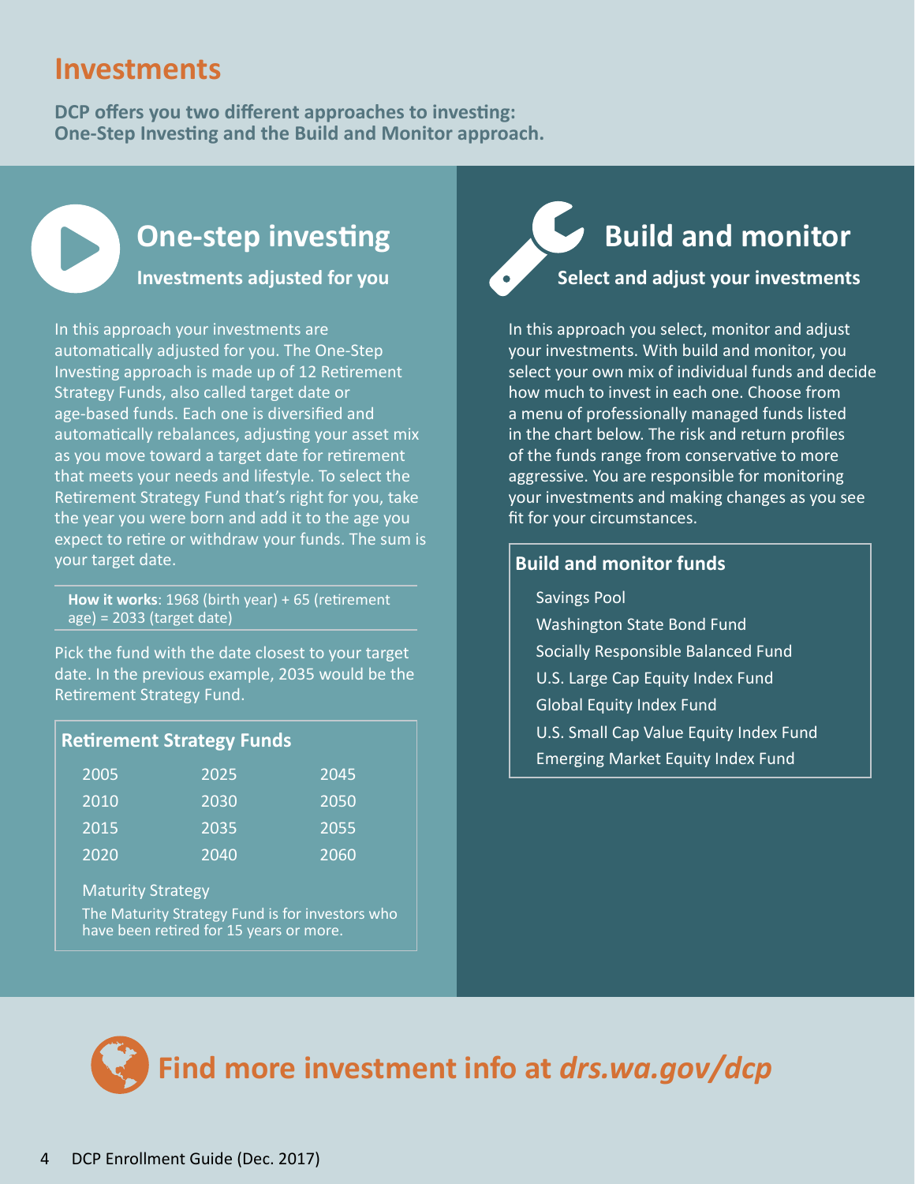# Investments

**DCP offers you two different approaches to investing: One-Step Investing and the Build and Monitor approach.**

## One-step investing

### Investments adjusted for you

In this approach your investments are automatically adjusted for you. The One-Step Investing approach is made up of 12 Retirement Strategy Funds, also called target date or age-based funds. Each one is diversified and automatically rebalances, adjusting your asset mix as you move toward a target date for retirement that meets your needs and lifestyle. To select the Retirement Strategy Fund that's right for you, take the year you were born and add it to the age you expect to retire or withdraw your funds. The sum is your target date.

**How it works**: 1968 (birth year) + 65 (retirement age) = 2033 (target date)

Pick the fund with the date closest to your target date. In the previous example, 2035 would be the Retirement Strategy Fund.

**Retirement Strategy Funds**

| | | |
|---|---|---|
| 2005 | 2025 | 2045 |
| 2010 | 2030 | 2050 |
| 2015 | 2035 | 2055 |
| 2020 | 2040 | 2060 |

Maturity Strategy

The Maturity Strategy Fund is for investors who have been retired for 15 years or more.

## Build and monitor

### Select and adjust your investments

In this approach you select, monitor and adjust your investments. With build and monitor, you select your own mix of individual funds and decide how much to invest in each one. Choose from a menu of professionally managed funds listed in the chart below. The risk and return profiles of the funds range from conservative to more aggressive. You are responsible for monitoring your investments and making changes as you see fit for your circumstances.

**Build and monitor funds**

- Savings Pool
- Washington State Bond Fund
- Socially Responsible Balanced Fund
- U.S. Large Cap Equity Index Fund
- Global Equity Index Fund
- U.S. Small Cap Value Equity Index Fund
- Emerging Market Equity Index Fund

**Find more investment info at *drs.wa.gov/dcp***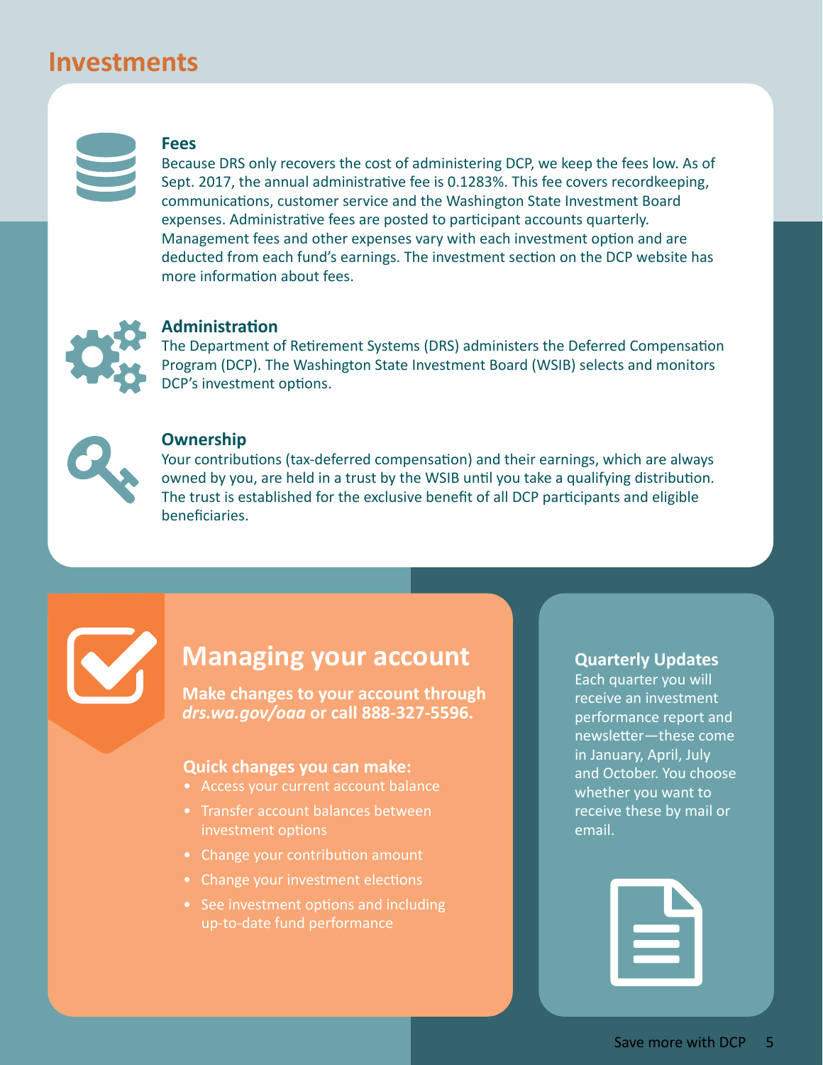# Investments

### Fees

Because DRS only recovers the cost of administering DCP, we keep the fees low. As of Sept. 2017, the annual administrative fee is 0.1283%. This fee covers recordkeeping, communications, customer service and the Washington State Investment Board expenses. Administrative fees are posted to participant accounts quarterly. Management fees and other expenses vary with each investment option and are deducted from each fund's earnings. The investment section on the DCP website has more information about fees.

### Administration

The Department of Retirement Systems (DRS) administers the Deferred Compensation Program (DCP). The Washington State Investment Board (WSIB) selects and monitors DCP's investment options.

### Ownership

Your contributions (tax-deferred compensation) and their earnings, which are always owned by you, are held in a trust by the WSIB until you take a qualifying distribution. The trust is established for the exclusive benefit of all DCP participants and eligible beneficiaries.

## Managing your account

**Make changes to your account through *drs.wa.gov/oaa* or call 888-327-5596.**

### Quick changes you can make:

- Access your current account balance
- Transfer account balances between investment options
- Change your contribution amount
- Change your investment elections
- See investment options and including up-to-date fund performance

### Quarterly Updates

Each quarter you will receive an investment performance report and newsletter—these come in January, April, July and October. You choose whether you want to receive these by mail or email.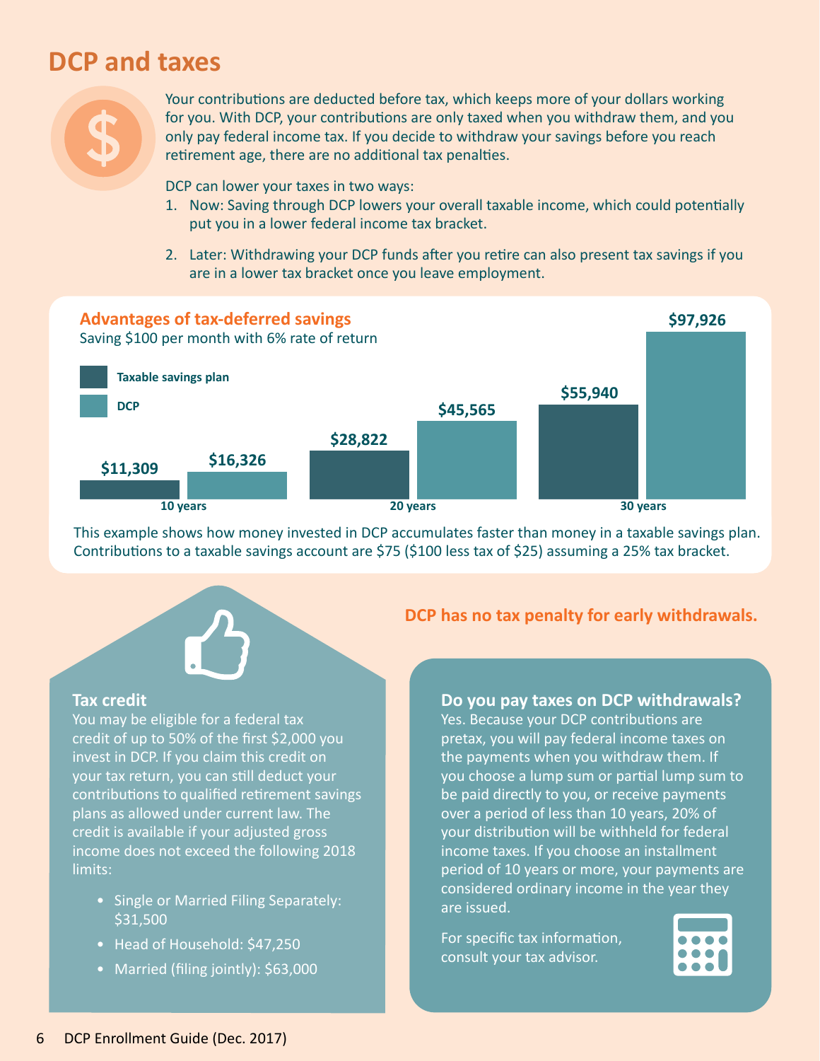# DCP and taxes

Your contributions are deducted before tax, which keeps more of your dollars working for you. With DCP, your contributions are only taxed when you withdraw them, and you only pay federal income tax. If you decide to withdraw your savings before you reach retirement age, there are no additional tax penalties.

DCP can lower your taxes in two ways:

1. Now: Saving through DCP lowers your overall taxable income, which could potentially put you in a lower federal income tax bracket.
2. Later: Withdrawing your DCP funds after you retire can also present tax savings if you are in a lower tax bracket once you leave employment.

## Advantages of tax-deferred savings

Saving $100 per month with 6% rate of return

| | Taxable savings plan | DCP |
|---|---|---|
| 10 years | $11,309 | $16,326 |
| 20 years | $28,822 | $45,565 |
| 30 years | $55,940 | $97,926 |

This example shows how money invested in DCP accumulates faster than money in a taxable savings plan. Contributions to a taxable savings account are $75 ($100 less tax of $25) assuming a 25% tax bracket.

**DCP has no tax penalty for early withdrawals.**

### Tax credit

You may be eligible for a federal tax credit of up to 50% of the first $2,000 you invest in DCP. If you claim this credit on your tax return, you can still deduct your contributions to qualified retirement savings plans as allowed under current law. The credit is available if your adjusted gross income does not exceed the following 2018 limits:

- Single or Married Filing Separately: $31,500
- Head of Household: $47,250
- Married (filing jointly): $63,000

### Do you pay taxes on DCP withdrawals?

Yes. Because your DCP contributions are pretax, you will pay federal income taxes on the payments when you withdraw them. If you choose a lump sum or partial lump sum to be paid directly to you, or receive payments over a period of less than 10 years, 20% of your distribution will be withheld for federal income taxes. If you choose an installment period of 10 years or more, your payments are considered ordinary income in the year they are issued.

For specific tax information, consult your tax advisor.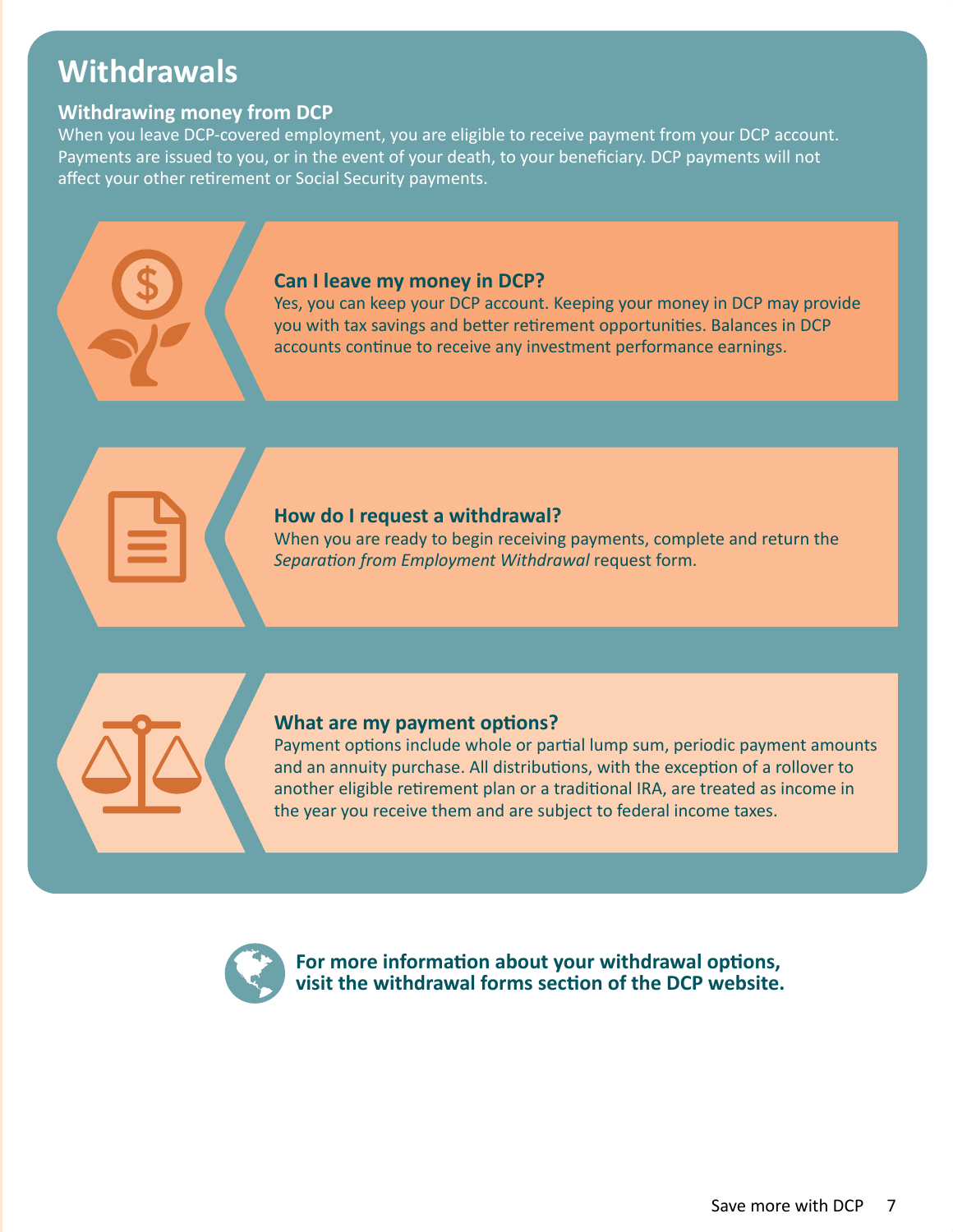# Withdrawals

## Withdrawing money from DCP

When you leave DCP-covered employment, you are eligible to receive payment from your DCP account. Payments are issued to you, or in the event of your death, to your beneficiary. DCP payments will not affect your other retirement or Social Security payments.

### Can I leave my money in DCP?

Yes, you can keep your DCP account. Keeping your money in DCP may provide you with tax savings and better retirement opportunities. Balances in DCP accounts continue to receive any investment performance earnings.

### How do I request a withdrawal?

When you are ready to begin receiving payments, complete and return the *Separation from Employment Withdrawal* request form.

### What are my payment options?

Payment options include whole or partial lump sum, periodic payment amounts and an annuity purchase. All distributions, with the exception of a rollover to another eligible retirement plan or a traditional IRA, are treated as income in the year you receive them and are subject to federal income taxes.

**For more information about your withdrawal options, visit the withdrawal forms section of the DCP website.**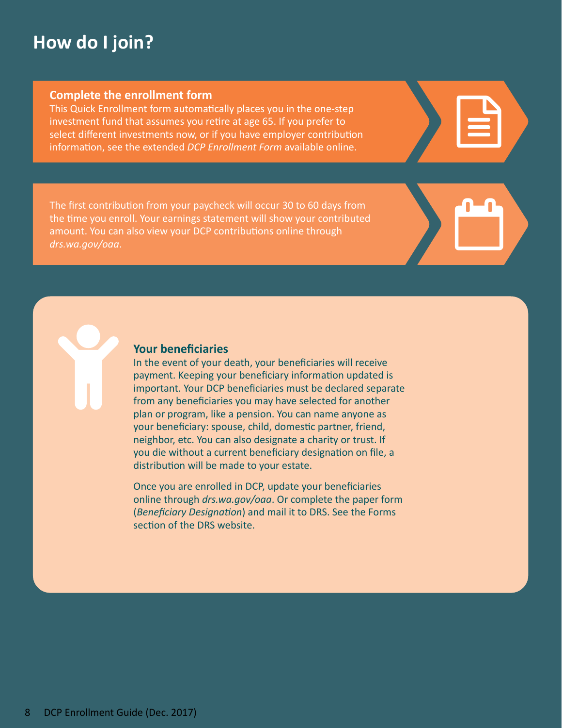# How do I join?

### Complete the enrollment form

This Quick Enrollment form automatically places you in the one-step investment fund that assumes you retire at age 65. If you prefer to select different investments now, or if you have employer contribution information, see the extended *DCP Enrollment Form* available online.

The first contribution from your paycheck will occur 30 to 60 days from the time you enroll. Your earnings statement will show your contributed amount. You can also view your DCP contributions online through *drs.wa.gov/oaa*.

### Your beneficiaries

In the event of your death, your beneficiaries will receive payment. Keeping your beneficiary information updated is important. Your DCP beneficiaries must be declared separate from any beneficiaries you may have selected for another plan or program, like a pension. You can name anyone as your beneficiary: spouse, child, domestic partner, friend, neighbor, etc. You can also designate a charity or trust. If you die without a current beneficiary designation on file, a distribution will be made to your estate.

Once you are enrolled in DCP, update your beneficiaries online through *drs.wa.gov/oaa*. Or complete the paper form (*Beneficiary Designation*) and mail it to DRS. See the Forms section of the DRS website.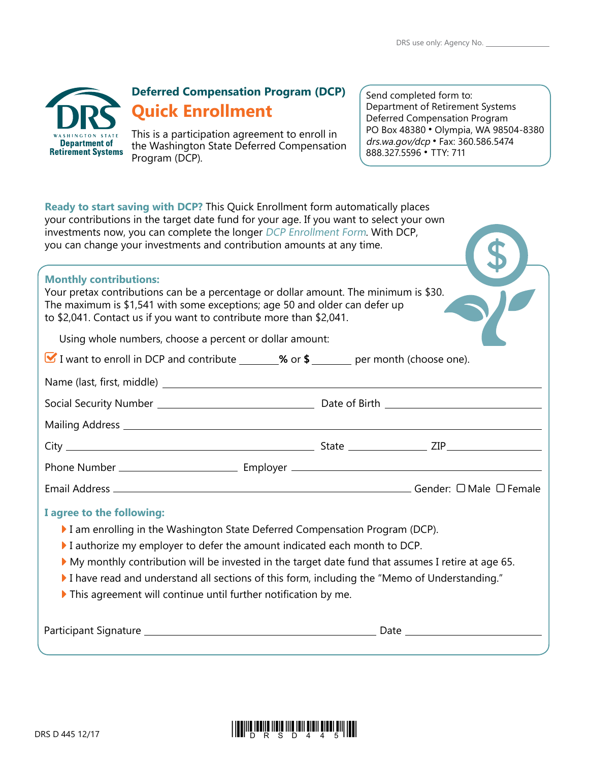DRS use only: Agency No. ___________

Washington State Department of Retirement Systems

## Deferred Compensation Program (DCP)

# Quick Enrollment

This is a participation agreement to enroll in the Washington State Deferred Compensation Program (DCP).

Send completed form to:
Department of Retirement Systems
Deferred Compensation Program
PO Box 48380 • Olympia, WA 98504-8380
*drs.wa.gov/dcp* • Fax: 360.586.5474
888.327.5596 • TTY: 711

**Ready to start saving with DCP?** This Quick Enrollment form automatically places your contributions in the target date fund for your age. If you want to select your own investments now, you can complete the longer *DCP Enrollment Form*. With DCP, you can change your investments and contribution amounts at any time.

**Monthly contributions:**
Your pretax contributions can be a percentage or dollar amount. The minimum is $30. The maximum is $1,541 with some exceptions; age 50 and older can defer up to $2,041. Contact us if you want to contribute more than $2,041.

Using whole numbers, choose a percent or dollar amount:

☑ I want to enroll in DCP and contribute _______**%** or **$** _______ per month (choose one).

Name (last, first, middle) ___________________________

Social Security Number ___________________ Date of Birth ___________________

Mailing Address ___________________________

City ___________________ State ___________ ZIP ___________

Phone Number ___________ Employer ___________________

Email Address ___________________ Gender: ☐ Male ☐ Female

**I agree to the following:**

- I am enrolling in the Washington State Deferred Compensation Program (DCP).
- I authorize my employer to defer the amount indicated each month to DCP.
- My monthly contribution will be invested in the target date fund that assumes I retire at age 65.
- I have read and understand all sections of this form, including the "Memo of Understanding."
- This agreement will continue until further notification by me.

Participant Signature ___________________________ Date ___________

DRS D 445 12/17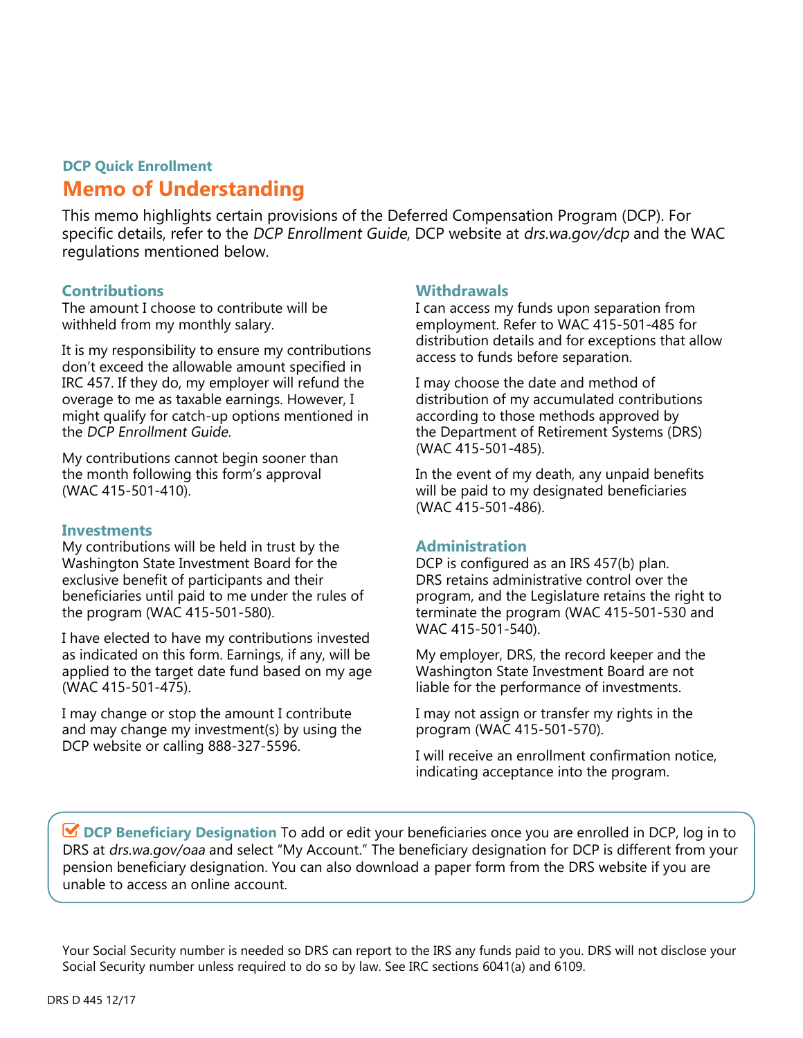### DCP Quick Enrollment

# Memo of Understanding

This memo highlights certain provisions of the Deferred Compensation Program (DCP). For specific details, refer to the *DCP Enrollment Guide*, DCP website at *drs.wa.gov/dcp* and the WAC regulations mentioned below.

## Contributions

The amount I choose to contribute will be withheld from my monthly salary.

It is my responsibility to ensure my contributions don't exceed the allowable amount specified in IRC 457. If they do, my employer will refund the overage to me as taxable earnings. However, I might qualify for catch-up options mentioned in the *DCP Enrollment Guide*.

My contributions cannot begin sooner than the month following this form's approval (WAC 415-501-410).

## Investments

My contributions will be held in trust by the Washington State Investment Board for the exclusive benefit of participants and their beneficiaries until paid to me under the rules of the program (WAC 415-501-580).

I have elected to have my contributions invested as indicated on this form. Earnings, if any, will be applied to the target date fund based on my age (WAC 415-501-475).

I may change or stop the amount I contribute and may change my investment(s) by using the DCP website or calling 888-327-5596.

## Withdrawals

I can access my funds upon separation from employment. Refer to WAC 415-501-485 for distribution details and for exceptions that allow access to funds before separation.

I may choose the date and method of distribution of my accumulated contributions according to those methods approved by the Department of Retirement Systems (DRS) (WAC 415-501-485).

In the event of my death, any unpaid benefits will be paid to my designated beneficiaries (WAC 415-501-486).

## Administration

DCP is configured as an IRS 457(b) plan. DRS retains administrative control over the program, and the Legislature retains the right to terminate the program (WAC 415-501-530 and WAC 415-501-540).

My employer, DRS, the record keeper and the Washington State Investment Board are not liable for the performance of investments.

I may not assign or transfer my rights in the program (WAC 415-501-570).

I will receive an enrollment confirmation notice, indicating acceptance into the program.

**DCP Beneficiary Designation** To add or edit your beneficiaries once you are enrolled in DCP, log in to DRS at *drs.wa.gov/oaa* and select "My Account." The beneficiary designation for DCP is different from your pension beneficiary designation. You can also download a paper form from the DRS website if you are unable to access an online account.

Your Social Security number is needed so DRS can report to the IRS any funds paid to you. DRS will not disclose your Social Security number unless required to do so by law. See IRC sections 6041(a) and 6109.

DRS D 445 12/17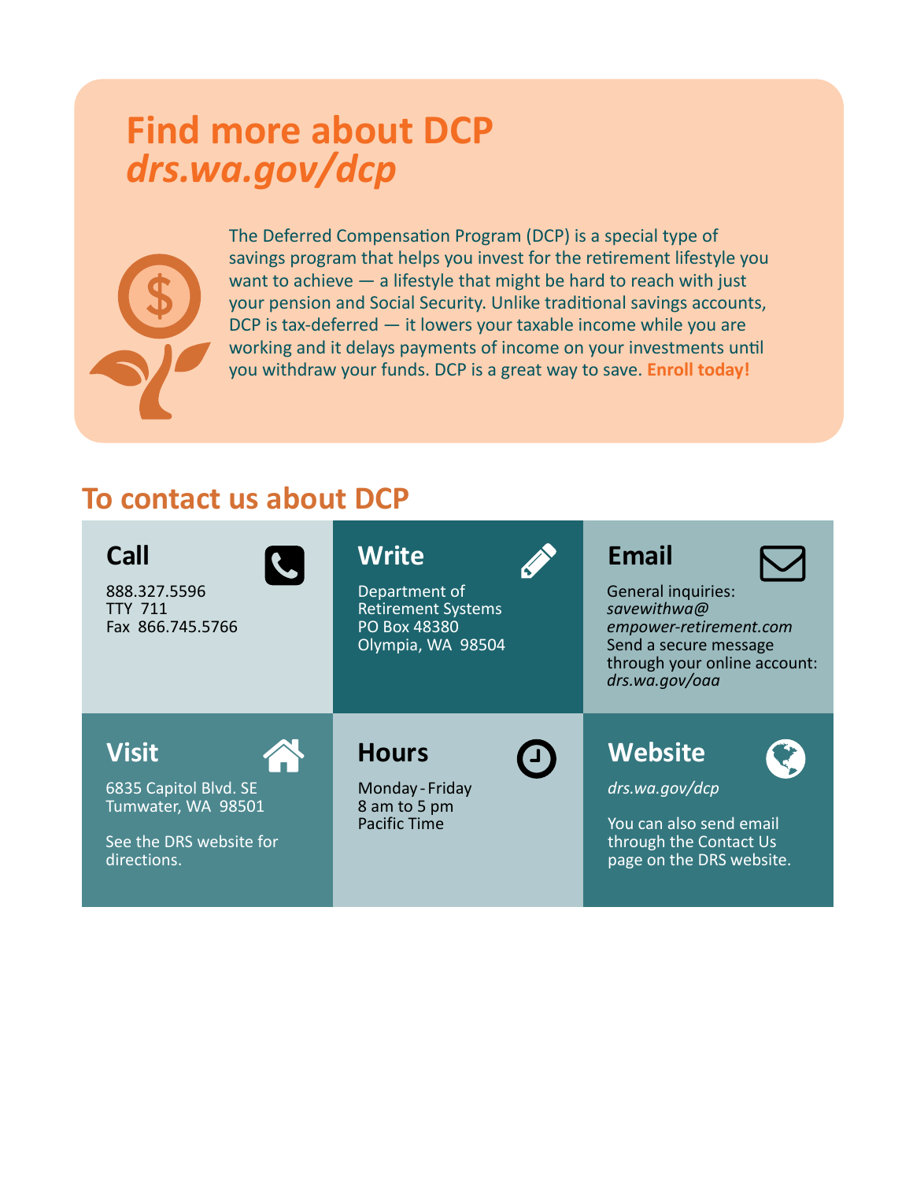# Find more about DCP
## *drs.wa.gov/dcp*

The Deferred Compensation Program (DCP) is a special type of savings program that helps you invest for the retirement lifestyle you want to achieve — a lifestyle that might be hard to reach with just your pension and Social Security. Unlike traditional savings accounts, DCP is tax-deferred — it lowers your taxable income while you are working and it delays payments of income on your investments until you withdraw your funds. DCP is a great way to save. **Enroll today!**

## To contact us about DCP

### Call

888.327.5596
TTY 711
Fax 866.745.5766

### Write

Department of Retirement Systems
PO Box 48380
Olympia, WA 98504

### Email

General inquiries:
*savewithwa@empower-retirement.com*
Send a secure message through your online account:
*drs.wa.gov/oaa*

### Visit

6835 Capitol Blvd. SE
Tumwater, WA 98501

See the DRS website for directions.

### Hours

Monday - Friday
8 am to 5 pm
Pacific Time

### Website

*drs.wa.gov/dcp*

You can also send email through the Contact Us page on the DRS website.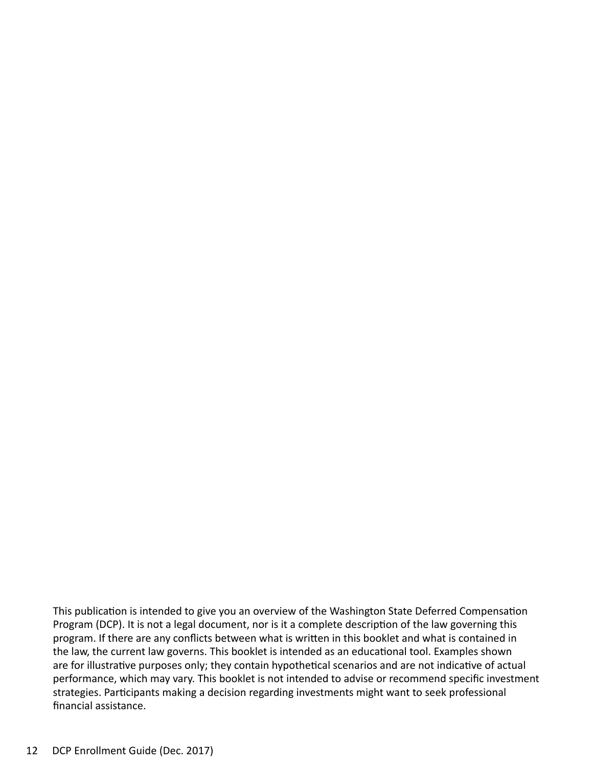This publication is intended to give you an overview of the Washington State Deferred Compensation Program (DCP). It is not a legal document, nor is it a complete description of the law governing this program. If there are any conflicts between what is written in this booklet and what is contained in the law, the current law governs. This booklet is intended as an educational tool. Examples shown are for illustrative purposes only; they contain hypothetical scenarios and are not indicative of actual performance, which may vary. This booklet is not intended to advise or recommend specific investment strategies. Participants making a decision regarding investments might want to seek professional financial assistance.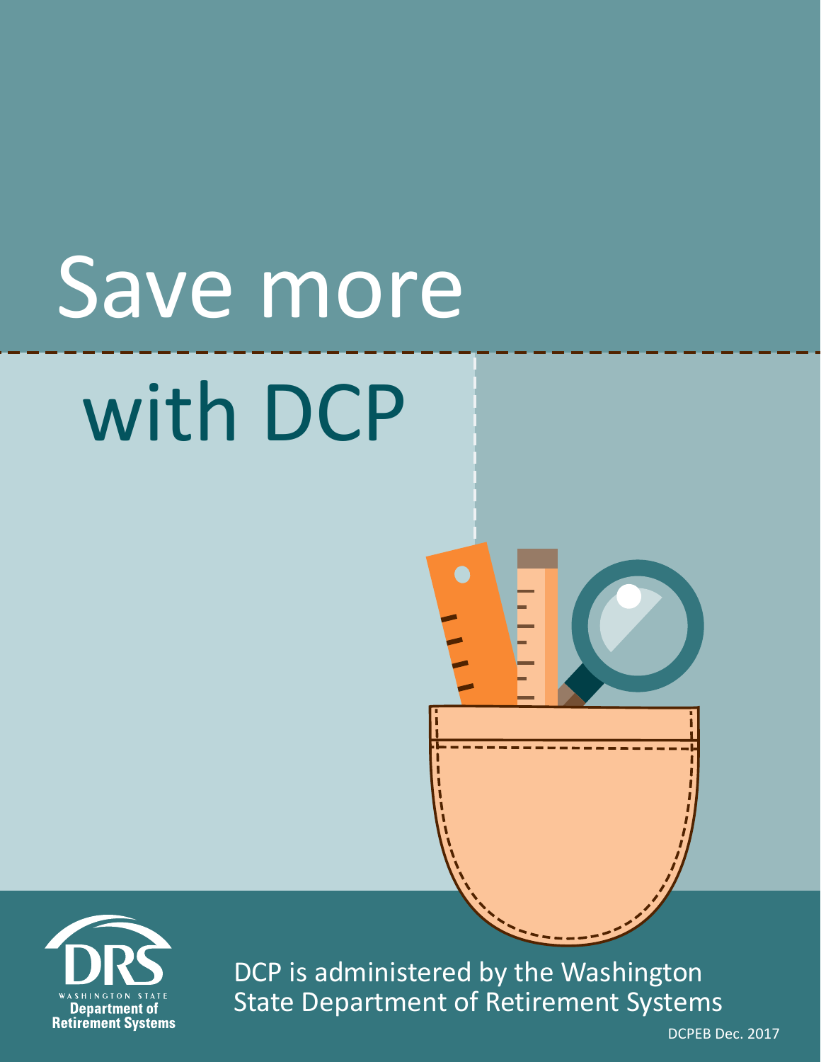# Save more with DCP

WASHINGTON STATE
Department of
Retirement Systems

DCP is administered by the Washington State Department of Retirement Systems

DCPEB Dec. 2017